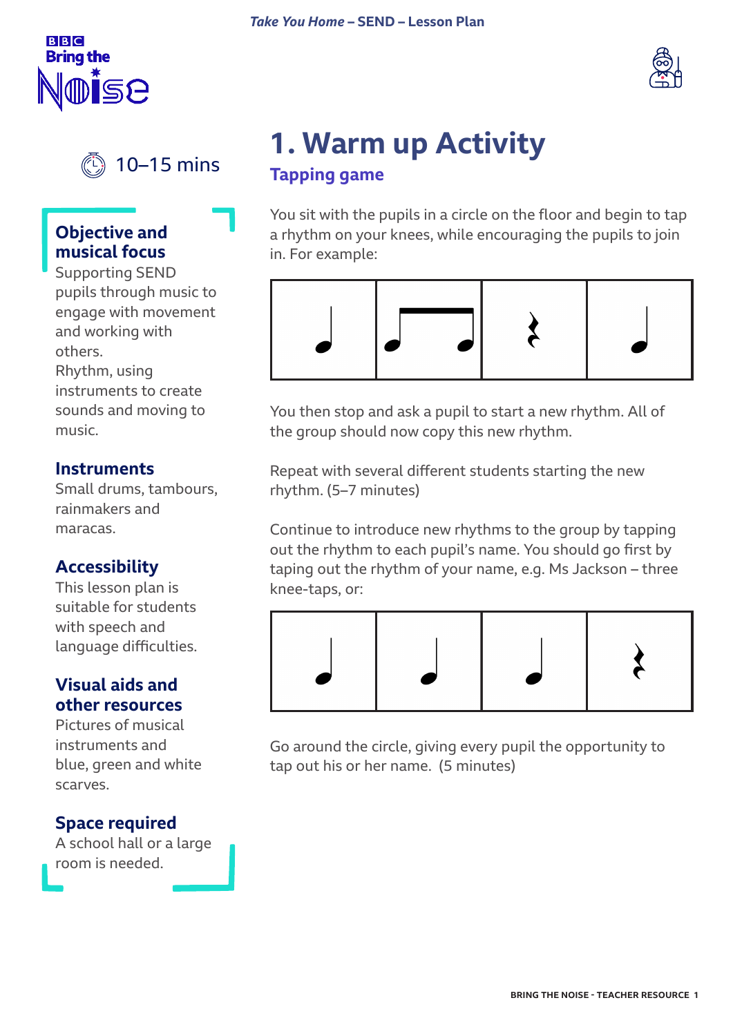# 1. Warm up Activity

## Tapping game

10–15 mins

### Objective and musical focus

Supporting SEND pupils through music to engage with movement and working with others.
Rhythm, using instruments to create sounds and moving to music.

### Instruments

Small drums, tambours, rainmakers and maracas.

### Accessibility

This lesson plan is suitable for students with speech and language difficulties.

### Visual aids and other resources

Pictures of musical instruments and blue, green and white scarves.

### Space required

A school hall or a large room is needed.

You sit with the pupils in a circle on the floor and begin to tap a rhythm on your knees, while encouraging the pupils to join in. For example:

You then stop and ask a pupil to start a new rhythm. All of the group should now copy this new rhythm.

Repeat with several different students starting the new rhythm. (5–7 minutes)

Continue to introduce new rhythms to the group by tapping out the rhythm to each pupil's name. You should go first by taping out the rhythm of your name, e.g. Ms Jackson – three knee-taps, or:

Go around the circle, giving every pupil the opportunity to tap out his or her name. (5 minutes)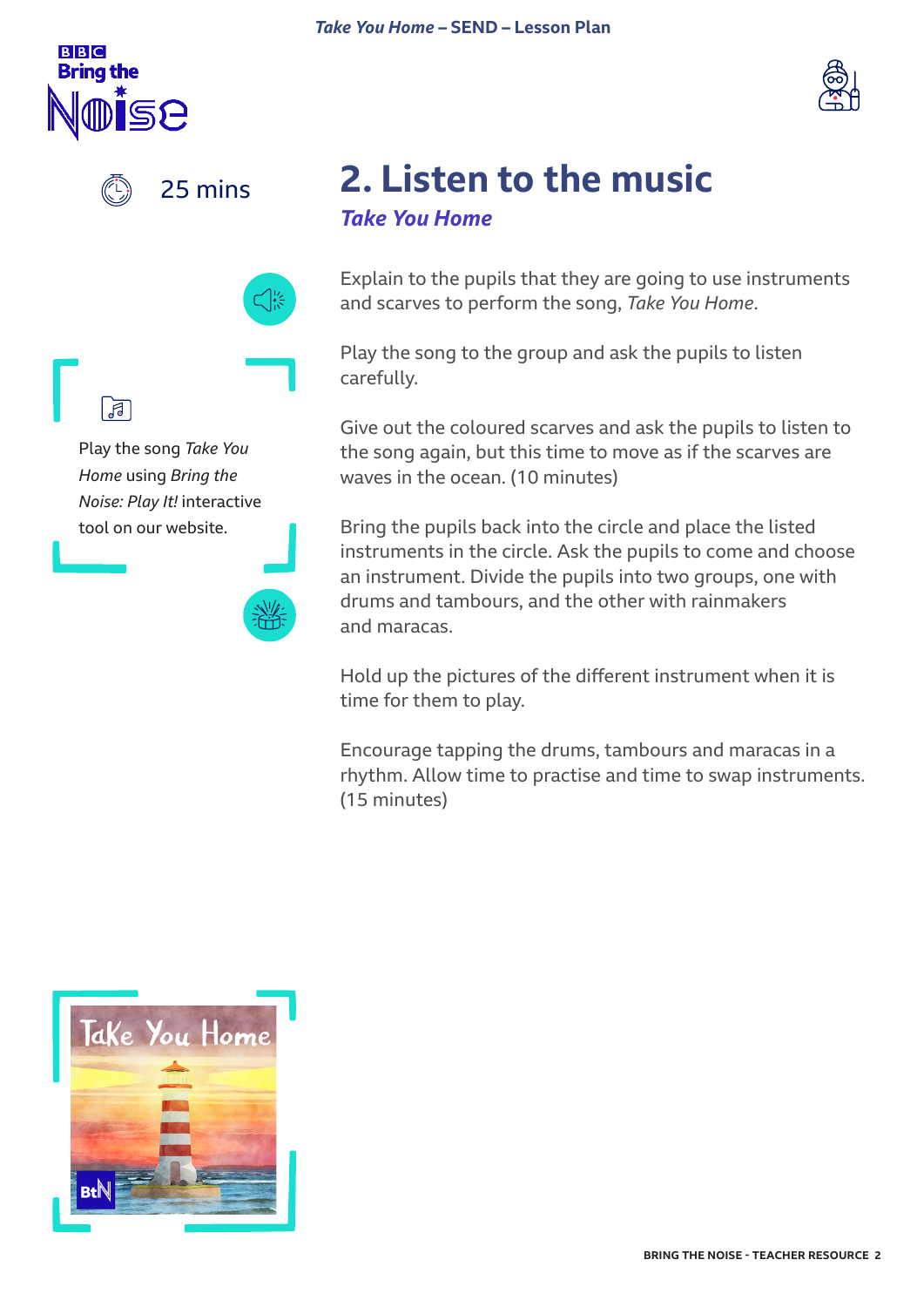25 mins

## 2. Listen to the music

### *Take You Home*

Play the song *Take You Home* using *Bring the Noise: Play It!* interactive tool on our website.

Explain to the pupils that they are going to use instruments and scarves to perform the song, *Take You Home*.

Play the song to the group and ask the pupils to listen carefully.

Give out the coloured scarves and ask the pupils to listen to the song again, but this time to move as if the scarves are waves in the ocean. (10 minutes)

Bring the pupils back into the circle and place the listed instruments in the circle. Ask the pupils to come and choose an instrument. Divide the pupils into two groups, one with drums and tambours, and the other with rainmakers and maracas.

Hold up the pictures of the different instrument when it is time for them to play.

Encourage tapping the drums, tambours and maracas in a rhythm. Allow time to practise and time to swap instruments. (15 minutes)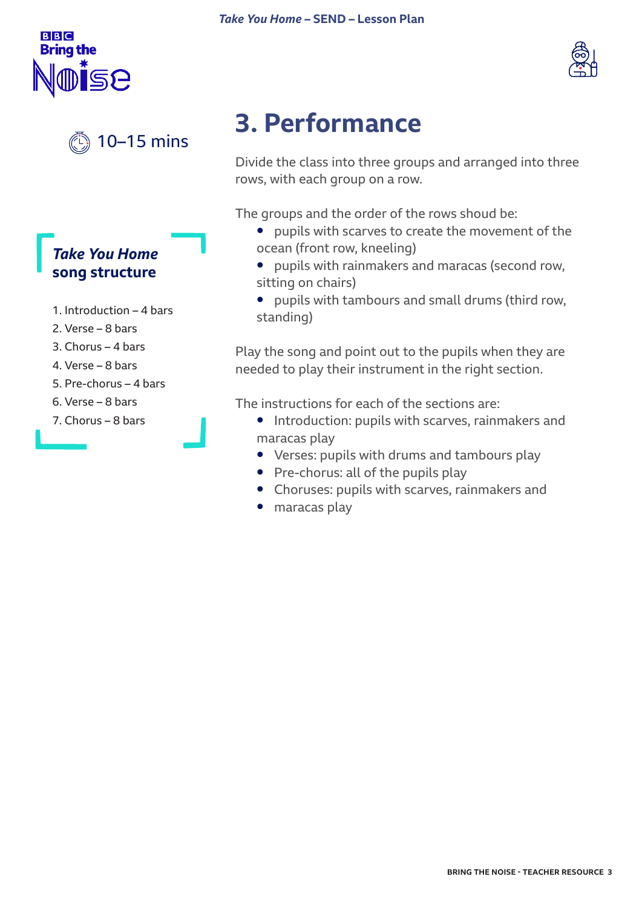# 3. Performance

10–15 mins

Divide the class into three groups and arranged into three rows, with each group on a row.

The groups and the order of the rows shoud be:

- pupils with scarves to create the movement of the ocean (front row, kneeling)
- pupils with rainmakers and maracas (second row, sitting on chairs)
- pupils with tambours and small drums (third row, standing)

Play the song and point out to the pupils when they are needed to play their instrument in the right section.

The instructions for each of the sections are:

- Introduction: pupils with scarves, rainmakers and maracas play
- Verses: pupils with drums and tambours play
- Pre-chorus: all of the pupils play
- Choruses: pupils with scarves, rainmakers and
- maracas play

## *Take You Home* song structure

1. Introduction – 4 bars
2. Verse – 8 bars
3. Chorus – 4 bars
4. Verse – 8 bars
5. Pre-chorus – 4 bars
6. Verse – 8 bars
7. Chorus – 8 bars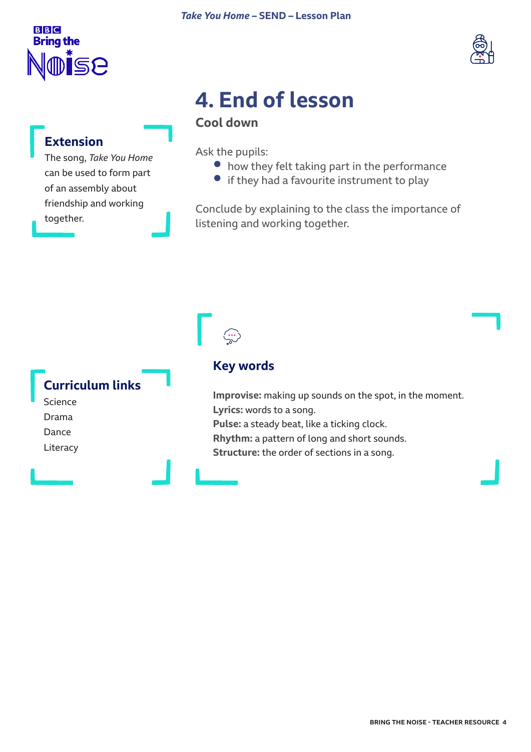# 4. End of lesson

## Cool down

Ask the pupils:

- how they felt taking part in the performance
- if they had a favourite instrument to play

Conclude by explaining to the class the importance of listening and working together.

### Extension

The song, *Take You Home* can be used to form part of an assembly about friendship and working together.

### Key words

**Improvise:** making up sounds on the spot, in the moment.
**Lyrics:** words to a song.
**Pulse:** a steady beat, like a ticking clock.
**Rhythm:** a pattern of long and short sounds.
**Structure:** the order of sections in a song.

### Curriculum links

Science
Drama
Dance
Literacy